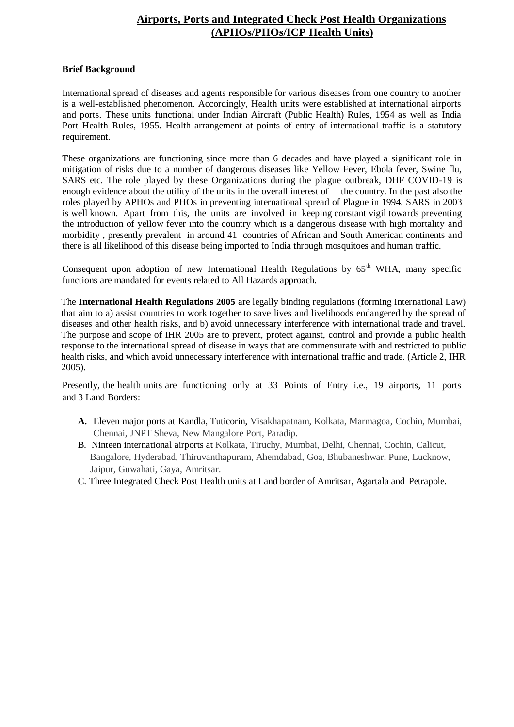# Airports, Ports and Integrated Check Post Health Organizations (APHOs/PHOs/ICP Health Units)

**Brief Background**

International spread of diseases and agents responsible for various diseases from one country to another is a well-established phenomenon. Accordingly, Health units were established at international airports and ports. These units functional under Indian Aircraft (Public Health) Rules, 1954 as well as India Port Health Rules, 1955. Health arrangement at points of entry of international traffic is a statutory requirement.

These organizations are functioning since more than 6 decades and have played a significant role in mitigation of risks due to a number of dangerous diseases like Yellow Fever, Ebola fever, Swine flu, SARS etc. The role played by these Organizations during the plague outbreak, DHF COVID-19 is enough evidence about the utility of the units in the overall interest of the country. In the past also the roles played by APHOs and PHOs in preventing international spread of Plague in 1994, SARS in 2003 is well known. Apart from this, the units are involved in keeping constant vigil towards preventing the introduction of yellow fever into the country which is a dangerous disease with high mortality and morbidity , presently prevalent in around 41 countries of African and South American continents and there is all likelihood of this disease being imported to India through mosquitoes and human traffic.

Consequent upon adoption of new International Health Regulations by 65th WHA, many specific functions are mandated for events related to All Hazards approach.

The **International Health Regulations 2005** are legally binding regulations (forming International Law) that aim to a) assist countries to work together to save lives and livelihoods endangered by the spread of diseases and other health risks, and b) avoid unnecessary interference with international trade and travel. The purpose and scope of IHR 2005 are to prevent, protect against, control and provide a public health response to the international spread of disease in ways that are commensurate with and restricted to public health risks, and which avoid unnecessary interference with international traffic and trade. (Article 2, IHR 2005).

Presently, the health units are functioning only at 33 Points of Entry i.e., 19 airports, 11 ports and 3 Land Borders:

- **A.** Eleven major ports at Kandla, Tuticorin, Visakhapatnam, Kolkata, Marmagoa, Cochin, Mumbai, Chennai, JNPT Sheva, New Mangalore Port, Paradip.
- B. Ninteen international airports at Kolkata, Tiruchy, Mumbai, Delhi, Chennai, Cochin, Calicut, Bangalore, Hyderabad, Thiruvanthapuram, Ahemdabad, Goa, Bhubaneshwar, Pune, Lucknow, Jaipur, Guwahati, Gaya, Amritsar.
- C. Three Integrated Check Post Health units at Land border of Amritsar, Agartala and Petrapole.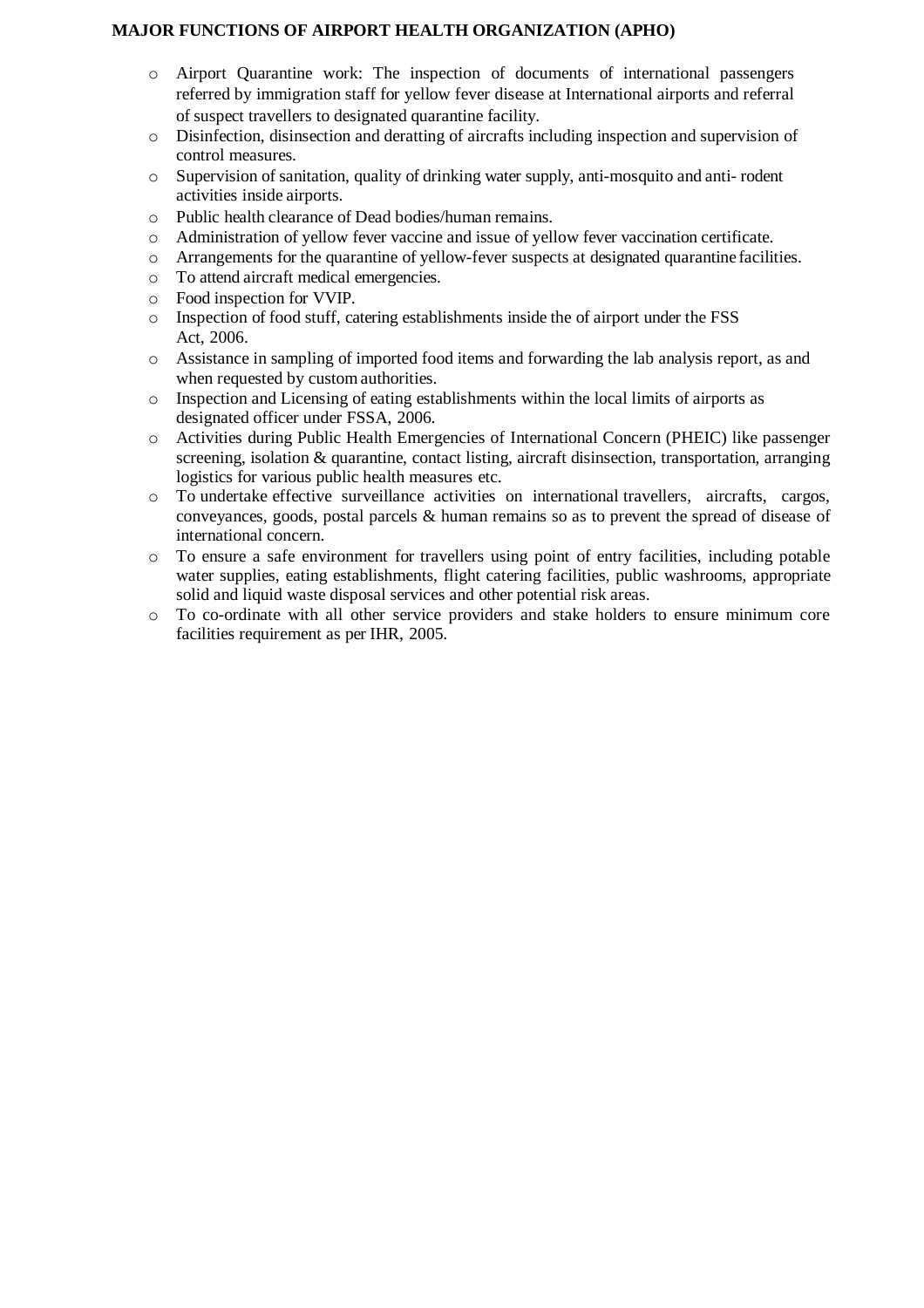**MAJOR FUNCTIONS OF AIRPORT HEALTH ORGANIZATION (APHO)**

- Airport Quarantine work: The inspection of documents of international passengers referred by immigration staff for yellow fever disease at International airports and referral of suspect travellers to designated quarantine facility.
- Disinfection, disinsection and deratting of aircrafts including inspection and supervision of control measures.
- Supervision of sanitation, quality of drinking water supply, anti-mosquito and anti- rodent activities inside airports.
- Public health clearance of Dead bodies/human remains.
- Administration of yellow fever vaccine and issue of yellow fever vaccination certificate.
- Arrangements for the quarantine of yellow-fever suspects at designated quarantine facilities.
- To attend aircraft medical emergencies.
- Food inspection for VVIP.
- Inspection of food stuff, catering establishments inside the of airport under the FSS Act, 2006.
- Assistance in sampling of imported food items and forwarding the lab analysis report, as and when requested by custom authorities.
- Inspection and Licensing of eating establishments within the local limits of airports as designated officer under FSSA, 2006.
- Activities during Public Health Emergencies of International Concern (PHEIC) like passenger screening, isolation & quarantine, contact listing, aircraft disinsection, transportation, arranging logistics for various public health measures etc.
- To undertake effective surveillance activities on international travellers, aircrafts, cargos, conveyances, goods, postal parcels & human remains so as to prevent the spread of disease of international concern.
- To ensure a safe environment for travellers using point of entry facilities, including potable water supplies, eating establishments, flight catering facilities, public washrooms, appropriate solid and liquid waste disposal services and other potential risk areas.
- To co-ordinate with all other service providers and stake holders to ensure minimum core facilities requirement as per IHR, 2005.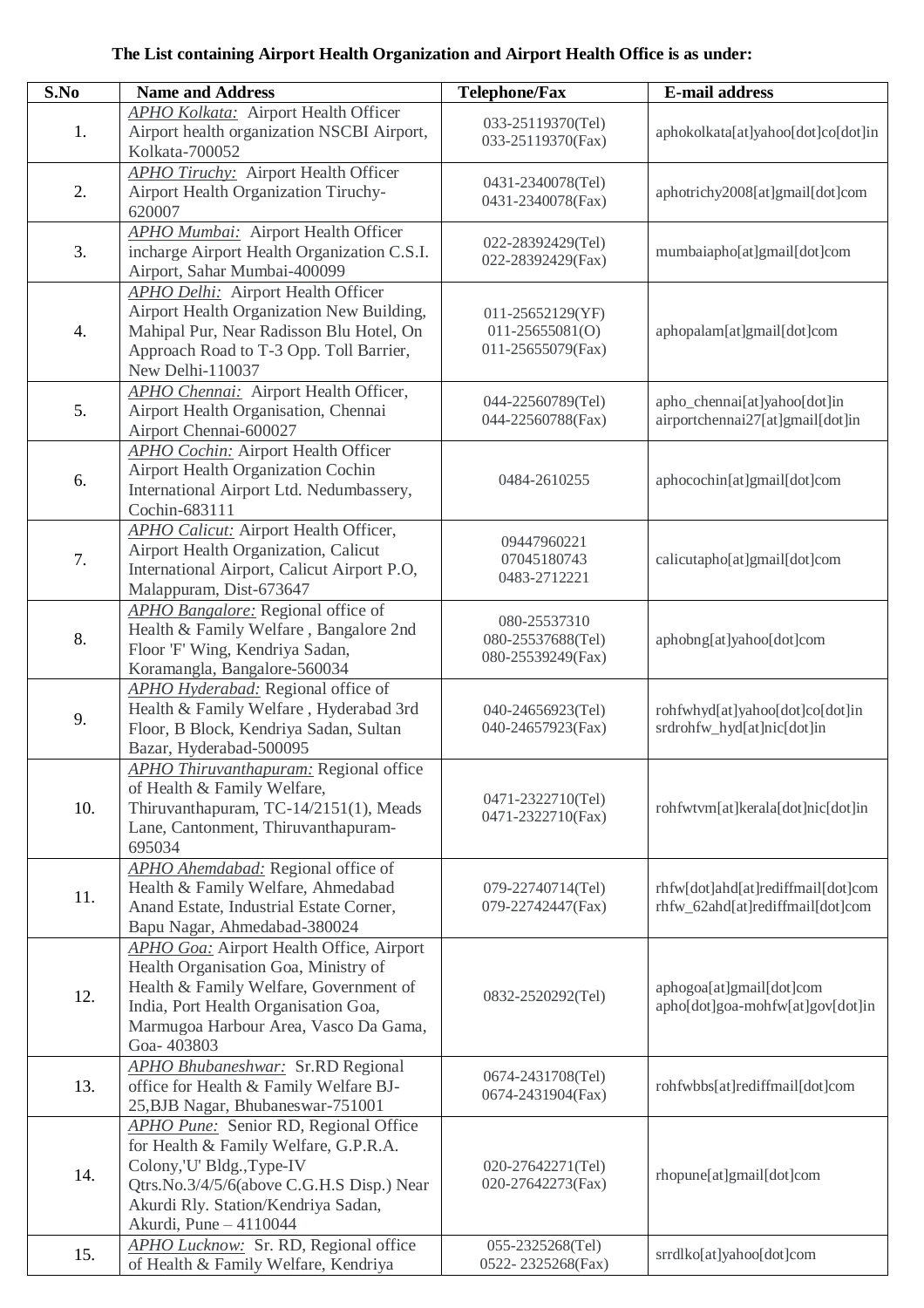**The List containing Airport Health Organization and Airport Health Office is as under:**

| S.No | Name and Address | Telephone/Fax | E-mail address |
|---|---|---|---|
| 1. | *APHO Kolkata:* Airport Health Officer Airport health organization NSCBI Airport, Kolkata-700052 | 033-25119370(Tel) 033-25119370(Fax) | aphokolkata[at]yahoo[dot]co[dot]in |
| 2. | *APHO Tiruchy:* Airport Health Officer Airport Health Organization Tiruchy-620007 | 0431-2340078(Tel) 0431-2340078(Fax) | aphotrichy2008[at]gmail[dot]com |
| 3. | *APHO Mumbai:* Airport Health Officer incharge Airport Health Organization C.S.I. Airport, Sahar Mumbai-400099 | 022-28392429(Tel) 022-28392429(Fax) | mumbaiapho[at]gmail[dot]com |
| 4. | *APHO Delhi:* Airport Health Officer Airport Health Organization New Building, Mahipal Pur, Near Radisson Blu Hotel, On Approach Road to T-3 Opp. Toll Barrier, New Delhi-110037 | 011-25652129(YF) 011-25655081(O) 011-25655079(Fax) | aphopalam[at]gmail[dot]com |
| 5. | *APHO Chennai:* Airport Health Officer, Airport Health Organisation, Chennai Airport Chennai-600027 | 044-22560789(Tel) 044-22560788(Fax) | apho_chennai[at]yahoo[dot]in airportchennai27[at]gmail[dot]in |
| 6. | *APHO Cochin:* Airport Health Officer Airport Health Organization Cochin International Airport Ltd. Nedumbassery, Cochin-683111 | 0484-2610255 | aphocochin[at]gmail[dot]com |
| 7. | *APHO Calicut:* Airport Health Officer, Airport Health Organization, Calicut International Airport, Calicut Airport P.O, Malappuram, Dist-673647 | 09447960221 07045180743 0483-2712221 | calicutapho[at]gmail[dot]com |
| 8. | *APHO Bangalore:* Regional office of Health & Family Welfare , Bangalore 2nd Floor 'F' Wing, Kendriya Sadan, Koramangla, Bangalore-560034 | 080-25537310 080-25537688(Tel) 080-25539249(Fax) | aphobng[at]yahoo[dot]com |
| 9. | *APHO Hyderabad:* Regional office of Health & Family Welfare , Hyderabad 3rd Floor, B Block, Kendriya Sadan, Sultan Bazar, Hyderabad-500095 | 040-24656923(Tel) 040-24657923(Fax) | rohfwhyd[at]yahoo[dot]co[dot]in srdrohfw_hyd[at]nic[dot]in |
| 10. | *APHO Thiruvanthapuram:* Regional office of Health & Family Welfare, Thiruvanthapuram, TC-14/2151(1), Meads Lane, Cantonment, Thiruvanthapuram-695034 | 0471-2322710(Tel) 0471-2322710(Fax) | rohfwtvm[at]kerala[dot]nic[dot]in |
| 11. | *APHO Ahemdabad:* Regional office of Health & Family Welfare, Ahmedabad Anand Estate, Industrial Estate Corner, Bapu Nagar, Ahmedabad-380024 | 079-22740714(Tel) 079-22742447(Fax) | rhfw[dot]ahd[at]rediffmail[dot]com rhfw_62ahd[at]rediffmail[dot]com |
| 12. | *APHO Goa:* Airport Health Office, Airport Health Organisation Goa, Ministry of Health & Family Welfare, Government of India, Port Health Organisation Goa, Marmugoa Harbour Area, Vasco Da Gama, Goa- 403803 | 0832-2520292(Tel) | aphogoa[at]gmail[dot]com apho[dot]goa-mohfw[at]gov[dot]in |
| 13. | *APHO Bhubaneshwar:* Sr.RD Regional office for Health & Family Welfare BJ-25,BJB Nagar, Bhubaneswar-751001 | 0674-2431708(Tel) 0674-2431904(Fax) | rohfwbbs[at]rediffmail[dot]com |
| 14. | *APHO Pune:* Senior RD, Regional Office for Health & Family Welfare, G.P.R.A. Colony,'U' Bldg.,Type-IV Qtrs.No.3/4/5/6(above C.G.H.S Disp.) Near Akurdi Rly. Station/Kendriya Sadan, Akurdi, Pune – 4110044 | 020-27642271(Tel) 020-27642273(Fax) | rhopune[at]gmail[dot]com |
| 15. | *APHO Lucknow:* Sr. RD, Regional office of Health & Family Welfare, Kendriya | 055-2325268(Tel) 0522- 2325268(Fax) | srrdlko[at]yahoo[dot]com |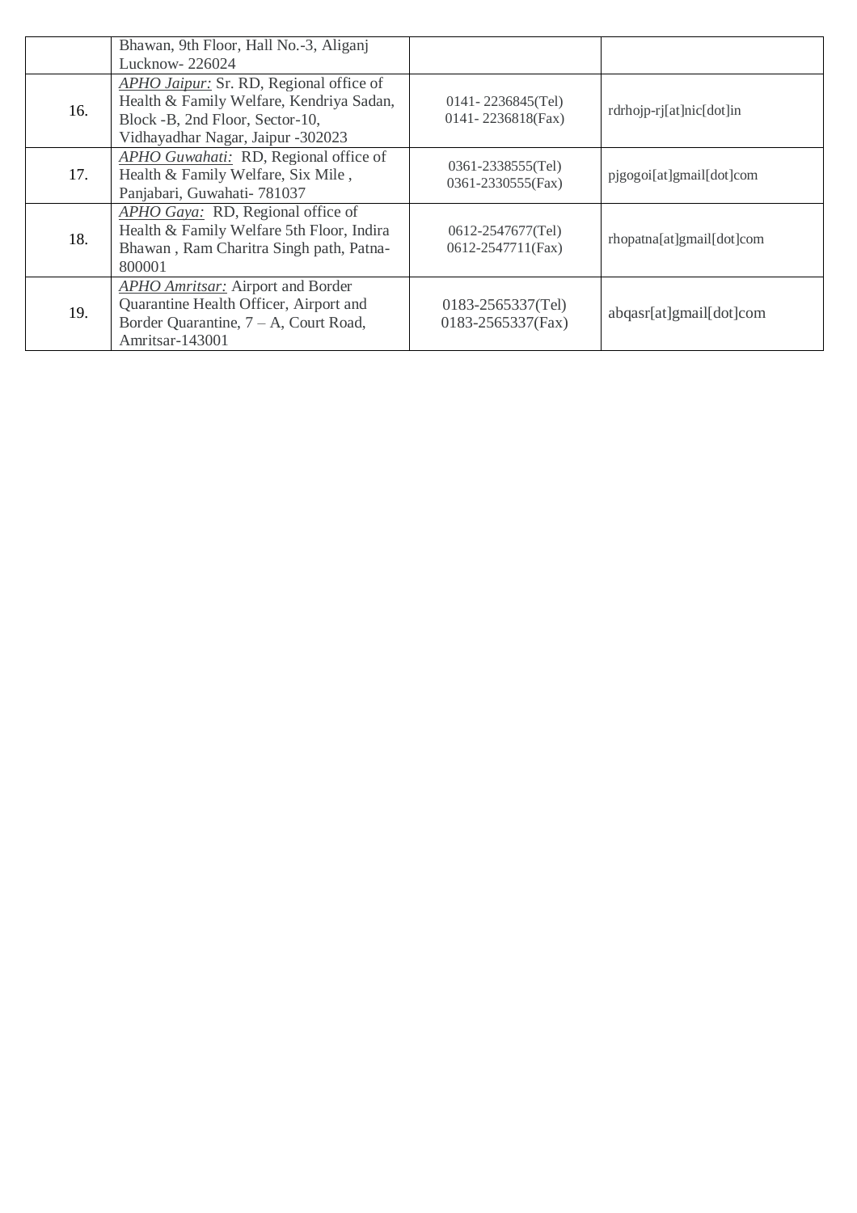|  |  |  |  |
|---|---|---|---|
|  | Bhawan, 9th Floor, Hall No.-3, Aliganj Lucknow- 226024 |  |  |
| 16. | *APHO Jaipur:* Sr. RD, Regional office of Health & Family Welfare, Kendriya Sadan, Block -B, 2nd Floor, Sector-10, Vidhayadhar Nagar, Jaipur -302023 | 0141- 2236845(Tel)<br>0141- 2236818(Fax) | rdrhojp-rj[at]nic[dot]in |
| 17. | *APHO Guwahati:* RD, Regional office of Health & Family Welfare, Six Mile , Panjabari, Guwahati- 781037 | 0361-2338555(Tel)<br>0361-2330555(Fax) | pjgogoi[at]gmail[dot]com |
| 18. | *APHO Gaya:* RD, Regional office of Health & Family Welfare 5th Floor, Indira Bhawan , Ram Charitra Singh path, Patna-800001 | 0612-2547677(Tel)<br>0612-2547711(Fax) | rhopatna[at]gmail[dot]com |
| 19. | *APHO Amritsar:* Airport and Border Quarantine Health Officer, Airport and Border Quarantine, 7 – A, Court Road, Amritsar-143001 | 0183-2565337(Tel)<br>0183-2565337(Fax) | abqasr[at]gmail[dot]com |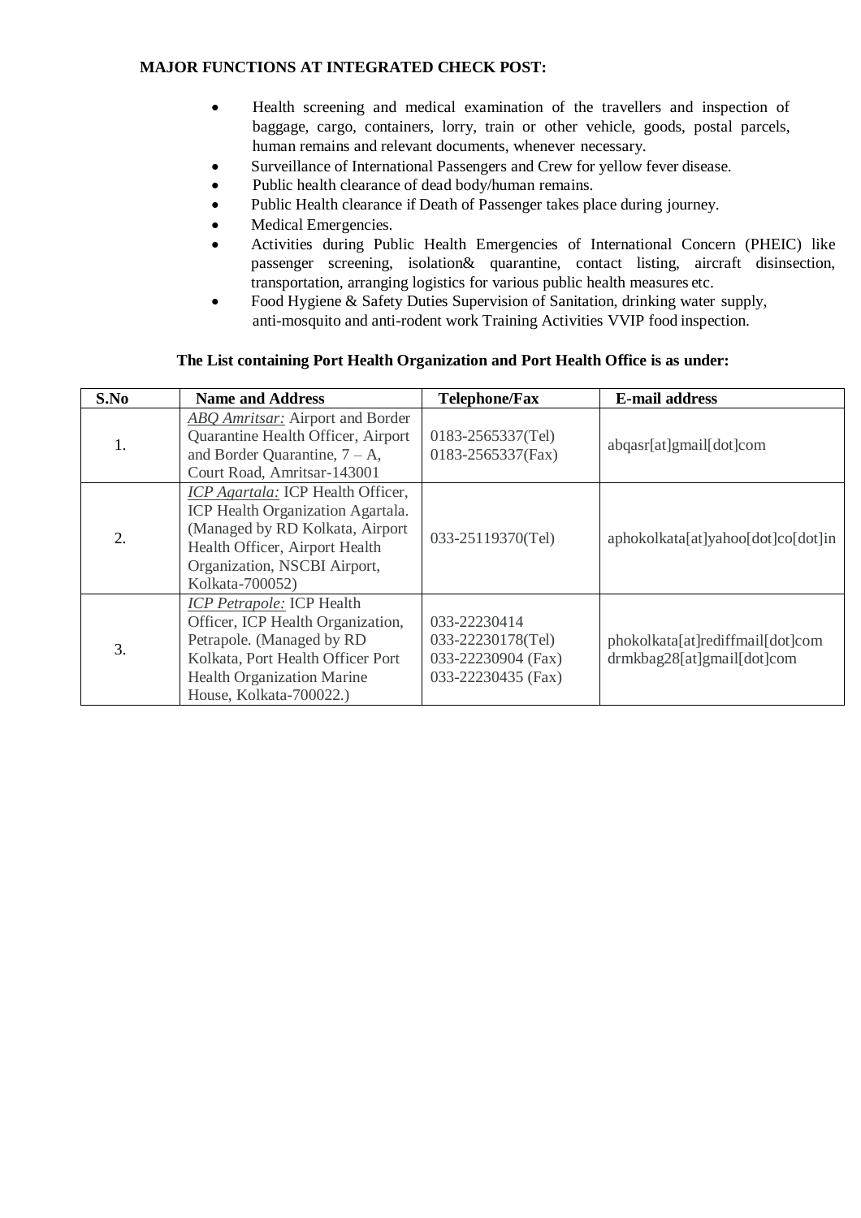**MAJOR FUNCTIONS AT INTEGRATED CHECK POST:**

- Health screening and medical examination of the travellers and inspection of baggage, cargo, containers, lorry, train or other vehicle, goods, postal parcels, human remains and relevant documents, whenever necessary.
- Surveillance of International Passengers and Crew for yellow fever disease.
- Public health clearance of dead body/human remains.
- Public Health clearance if Death of Passenger takes place during journey.
- Medical Emergencies.
- Activities during Public Health Emergencies of International Concern (PHEIC) like passenger screening, isolation& quarantine, contact listing, aircraft disinsection, transportation, arranging logistics for various public health measures etc.
- Food Hygiene & Safety Duties Supervision of Sanitation, drinking water supply, anti-mosquito and anti-rodent work Training Activities VVIP food inspection.

**The List containing Port Health Organization and Port Health Office is as under:**

| S.No | Name and Address | Telephone/Fax | E-mail address |
|---|---|---|---|
| 1. | *ABQ Amritsar:* Airport and Border Quarantine Health Officer, Airport and Border Quarantine, 7 – A, Court Road, Amritsar-143001 | 0183-2565337(Tel) 0183-2565337(Fax) | abqasr[at]gmail[dot]com |
| 2. | *ICP Agartala:* ICP Health Officer, ICP Health Organization Agartala. (Managed by RD Kolkata, Airport Health Officer, Airport Health Organization, NSCBI Airport, Kolkata-700052) | 033-25119370(Tel) | aphokolkata[at]yahoo[dot]co[dot]in |
| 3. | *ICP Petrapole:* ICP Health Officer, ICP Health Organization, Petrapole. (Managed by RD Kolkata, Port Health Officer Port Health Organization Marine House, Kolkata-700022.) | 033-22230414 033-22230178(Tel) 033-22230904 (Fax) 033-22230435 (Fax) | phokolkata[at]rediffmail[dot]com drmkbag28[at]gmail[dot]com |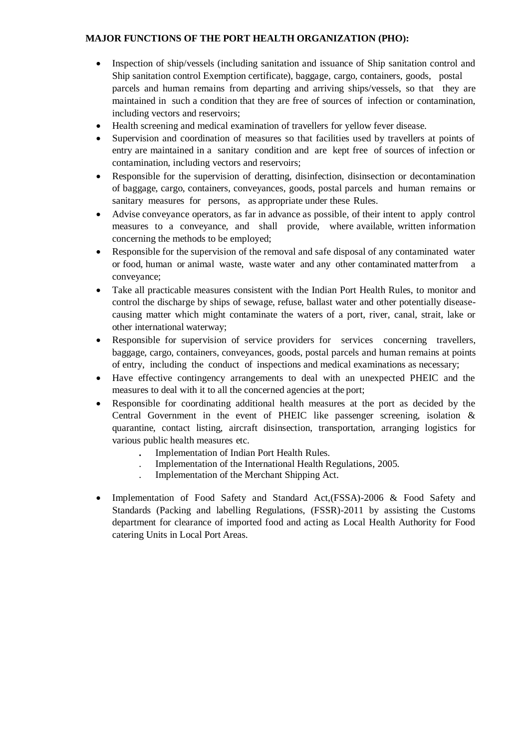**MAJOR FUNCTIONS OF THE PORT HEALTH ORGANIZATION (PHO):**

- Inspection of ship/vessels (including sanitation and issuance of Ship sanitation control and Ship sanitation control Exemption certificate), baggage, cargo, containers, goods, postal parcels and human remains from departing and arriving ships/vessels, so that they are maintained in such a condition that they are free of sources of infection or contamination, including vectors and reservoirs;
- Health screening and medical examination of travellers for yellow fever disease.
- Supervision and coordination of measures so that facilities used by travellers at points of entry are maintained in a sanitary condition and are kept free of sources of infection or contamination, including vectors and reservoirs;
- Responsible for the supervision of deratting, disinfection, disinsection or decontamination of baggage, cargo, containers, conveyances, goods, postal parcels and human remains or sanitary measures for persons, as appropriate under these Rules.
- Advise conveyance operators, as far in advance as possible, of their intent to apply control measures to a conveyance, and shall provide, where available, written information concerning the methods to be employed;
- Responsible for the supervision of the removal and safe disposal of any contaminated water or food, human or animal waste, waste water and any other contaminated matter from a conveyance;
- Take all practicable measures consistent with the Indian Port Health Rules, to monitor and control the discharge by ships of sewage, refuse, ballast water and other potentially disease-causing matter which might contaminate the waters of a port, river, canal, strait, lake or other international waterway;
- Responsible for supervision of service providers for services concerning travellers, baggage, cargo, containers, conveyances, goods, postal parcels and human remains at points of entry, including the conduct of inspections and medical examinations as necessary;
- Have effective contingency arrangements to deal with an unexpected PHEIC and the measures to deal with it to all the concerned agencies at the port;
- Responsible for coordinating additional health measures at the port as decided by the Central Government in the event of PHEIC like passenger screening, isolation & quarantine, contact listing, aircraft disinsection, transportation, arranging logistics for various public health measures etc.
  - Implementation of Indian Port Health Rules.
  - Implementation of the International Health Regulations, 2005.
  - Implementation of the Merchant Shipping Act.
- Implementation of Food Safety and Standard Act,(FSSA)-2006 & Food Safety and Standards (Packing and labelling Regulations, (FSSR)-2011 by assisting the Customs department for clearance of imported food and acting as Local Health Authority for Food catering Units in Local Port Areas.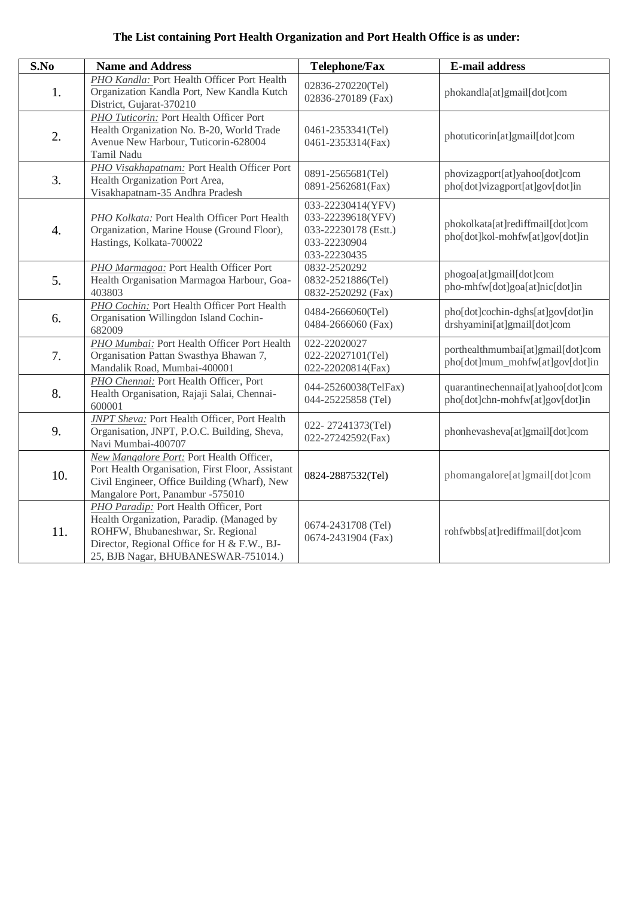**The List containing Port Health Organization and Port Health Office is as under:**

| S.No | Name and Address | Telephone/Fax | E-mail address |
|---|---|---|---|
| 1. | *PHO Kandla:* Port Health Officer Port Health Organization Kandla Port, New Kandla Kutch District, Gujarat-370210 | 02836-270220(Tel)<br>02836-270189 (Fax) | phokandla[at]gmail[dot]com |
| 2. | *PHO Tuticorin:* Port Health Officer Port Health Organization No. B-20, World Trade Avenue New Harbour, Tuticorin-628004 Tamil Nadu | 0461-2353341(Tel)<br>0461-2353314(Fax) | photuticorin[at]gmail[dot]com |
| 3. | *PHO Visakhapatnam:* Port Health Officer Port Health Organization Port Area, Visakhapatnam-35 Andhra Pradesh | 0891-2565681(Tel)<br>0891-2562681(Fax) | phovizagport[at]yahoo[dot]com<br>pho[dot]vizagport[at]gov[dot]in |
| 4. | *PHO Kolkata:* Port Health Officer Port Health Organization, Marine House (Ground Floor), Hastings, Kolkata-700022 | 033-22230414(YFV)<br>033-22239618(YFV)<br>033-22230178 (Estt.)<br>033-22230904<br>033-22230435 | phokolkata[at]rediffmail[dot]com<br>pho[dot]kol-mohfw[at]gov[dot]in |
| 5. | *PHO Marmagoa:* Port Health Officer Port Health Organisation Marmagoa Harbour, Goa-403803 | 0832-2520292<br>0832-2521886(Tel)<br>0832-2520292 (Fax) | phogoa[at]gmail[dot]com<br>pho-mhfw[dot]goa[at]nic[dot]in |
| 6. | *PHO Cochin:* Port Health Officer Port Health Organisation Willingdon Island Cochin-682009 | 0484-2666060(Tel)<br>0484-2666060 (Fax) | pho[dot]cochin-dghs[at]gov[dot]in<br>drshyamini[at]gmail[dot]com |
| 7. | *PHO Mumbai:* Port Health Officer Port Health Organisation Pattan Swasthya Bhawan 7, Mandalik Road, Mumbai-400001 | 022-22020027<br>022-22027101(Tel)<br>022-22020814(Fax) | porthealthmumbai[at]gmail[dot]com<br>pho[dot]mum_mohfw[at]gov[dot]in |
| 8. | *PHO Chennai:* Port Health Officer, Port Health Organisation, Rajaji Salai, Chennai-600001 | 044-25260038(TelFax)<br>044-25225858 (Tel) | quarantinechennai[at]yahoo[dot]com<br>pho[dot]chn-mohfw[at]gov[dot]in |
| 9. | *JNPT Sheva:* Port Health Officer, Port Health Organisation, JNPT, P.O.C. Building, Sheva, Navi Mumbai-400707 | 022- 27241373(Tel)<br>022-27242592(Fax) | phonhevasheva[at]gmail[dot]com |
| 10. | *New Mangalore Port:* Port Health Officer, Port Health Organisation, First Floor, Assistant Civil Engineer, Office Building (Wharf), New Mangalore Port, Panambur -575010 | 0824-2887532(Tel) | phomangalore[at]gmail[dot]com |
| 11. | *PHO Paradip:* Port Health Officer, Port Health Organization, Paradip. (Managed by ROHFW, Bhubaneshwar, Sr. Regional Director, Regional Office for H & F.W., BJ-25, BJB Nagar, BHUBANESWAR-751014.) | 0674-2431708 (Tel)<br>0674-2431904 (Fax) | rohfwbbs[at]rediffmail[dot]com |